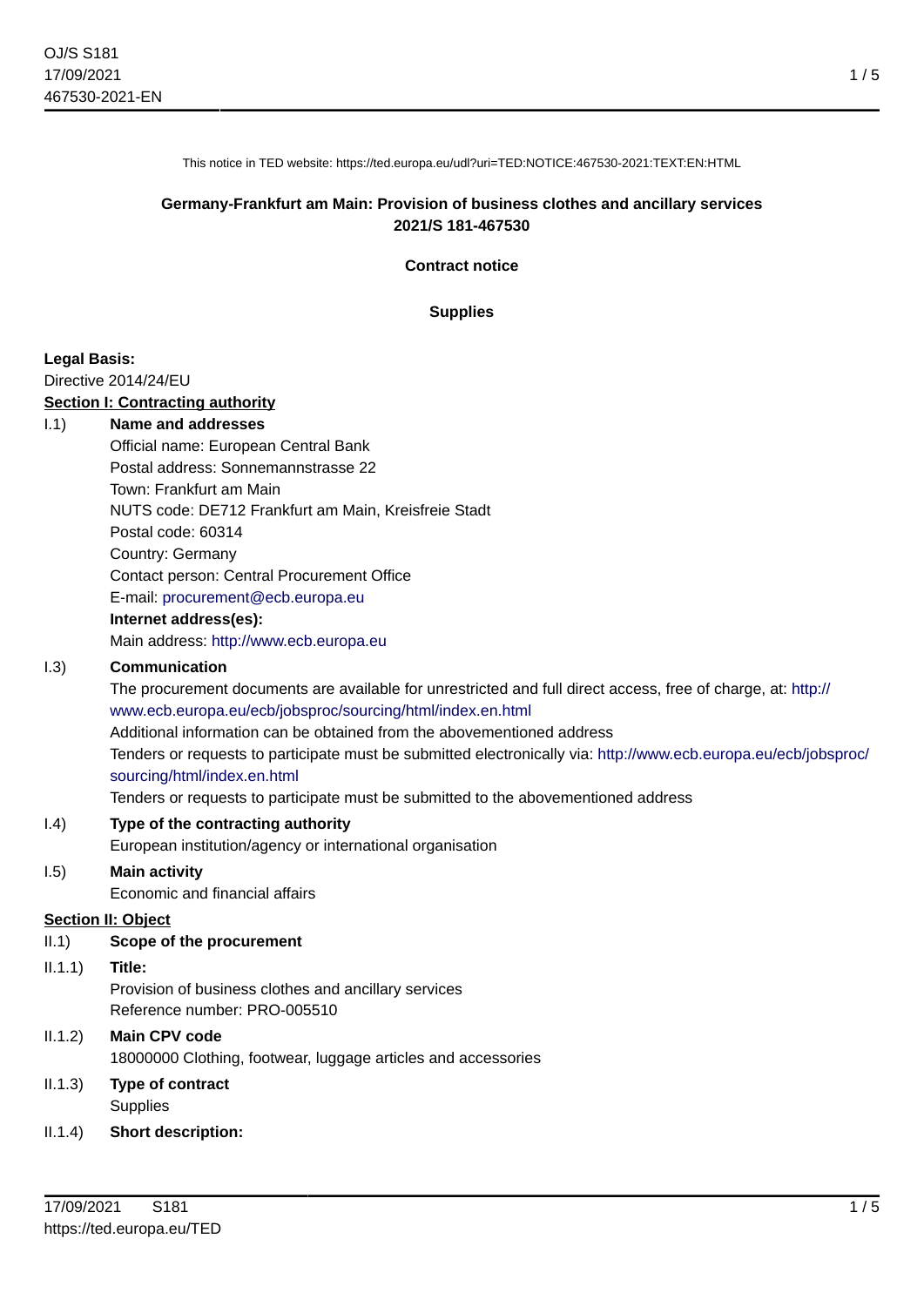This notice in TED website: https://ted.europa.eu/udl?uri=TED:NOTICE:467530-2021:TEXT:EN:HTML

**Germany-Frankfurt am Main: Provision of business clothes and ancillary services**
**2021/S 181-467530**

**Contract notice**

**Supplies**

**Legal Basis:**
Directive 2014/24/EU

**Section I: Contracting authority**

I.1) **Name and addresses**
Official name: European Central Bank
Postal address: Sonnemannstrasse 22
Town: Frankfurt am Main
NUTS code: DE712 Frankfurt am Main, Kreisfreie Stadt
Postal code: 60314
Country: Germany
Contact person: Central Procurement Office
E-mail: procurement@ecb.europa.eu
**Internet address(es):**
Main address: http://www.ecb.europa.eu

I.3) **Communication**
The procurement documents are available for unrestricted and full direct access, free of charge, at: http://www.ecb.europa.eu/ecb/jobsproc/sourcing/html/index.en.html
Additional information can be obtained from the abovementioned address
Tenders or requests to participate must be submitted electronically via: http://www.ecb.europa.eu/ecb/jobsproc/sourcing/html/index.en.html
Tenders or requests to participate must be submitted to the abovementioned address

I.4) **Type of the contracting authority**
European institution/agency or international organisation

I.5) **Main activity**
Economic and financial affairs

**Section II: Object**

II.1) **Scope of the procurement**

II.1.1) **Title:**
Provision of business clothes and ancillary services
Reference number: PRO-005510

II.1.2) **Main CPV code**
18000000 Clothing, footwear, luggage articles and accessories

II.1.3) **Type of contract**
Supplies

II.1.4) **Short description:**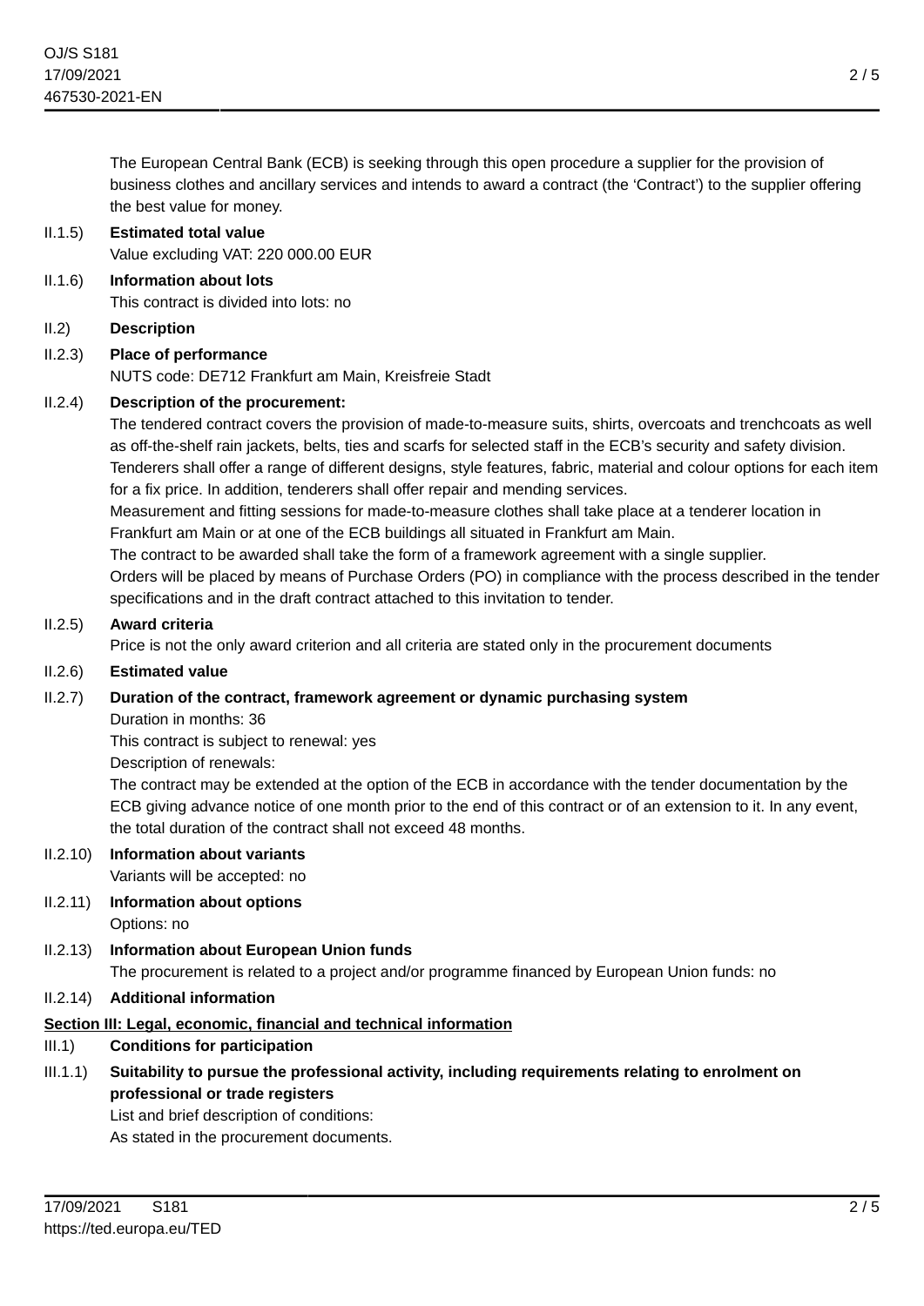The European Central Bank (ECB) is seeking through this open procedure a supplier for the provision of business clothes and ancillary services and intends to award a contract (the ‘Contract’) to the supplier offering the best value for money.

II.1.5) **Estimated total value**

Value excluding VAT: 220 000.00 EUR

II.1.6) **Information about lots**

This contract is divided into lots: no

II.2) **Description**

II.2.3) **Place of performance**

NUTS code: DE712 Frankfurt am Main, Kreisfreie Stadt

II.2.4) **Description of the procurement:**

The tendered contract covers the provision of made-to-measure suits, shirts, overcoats and trenchcoats as well as off-the-shelf rain jackets, belts, ties and scarfs for selected staff in the ECB’s security and safety division. Tenderers shall offer a range of different designs, style features, fabric, material and colour options for each item for a fix price. In addition, tenderers shall offer repair and mending services.

Measurement and fitting sessions for made-to-measure clothes shall take place at a tenderer location in Frankfurt am Main or at one of the ECB buildings all situated in Frankfurt am Main.

The contract to be awarded shall take the form of a framework agreement with a single supplier.

Orders will be placed by means of Purchase Orders (PO) in compliance with the process described in the tender specifications and in the draft contract attached to this invitation to tender.

II.2.5) **Award criteria**

Price is not the only award criterion and all criteria are stated only in the procurement documents

II.2.6) **Estimated value**

II.2.7) **Duration of the contract, framework agreement or dynamic purchasing system**

Duration in months: 36

This contract is subject to renewal: yes

Description of renewals:

The contract may be extended at the option of the ECB in accordance with the tender documentation by the ECB giving advance notice of one month prior to the end of this contract or of an extension to it. In any event, the total duration of the contract shall not exceed 48 months.

II.2.10) **Information about variants**

Variants will be accepted: no

II.2.11) **Information about options**

Options: no

II.2.13) **Information about European Union funds**

The procurement is related to a project and/or programme financed by European Union funds: no

II.2.14) **Additional information**

## Section III: Legal, economic, financial and technical information

III.1) **Conditions for participation**

III.1.1) **Suitability to pursue the professional activity, including requirements relating to enrolment on professional or trade registers**

List and brief description of conditions:

As stated in the procurement documents.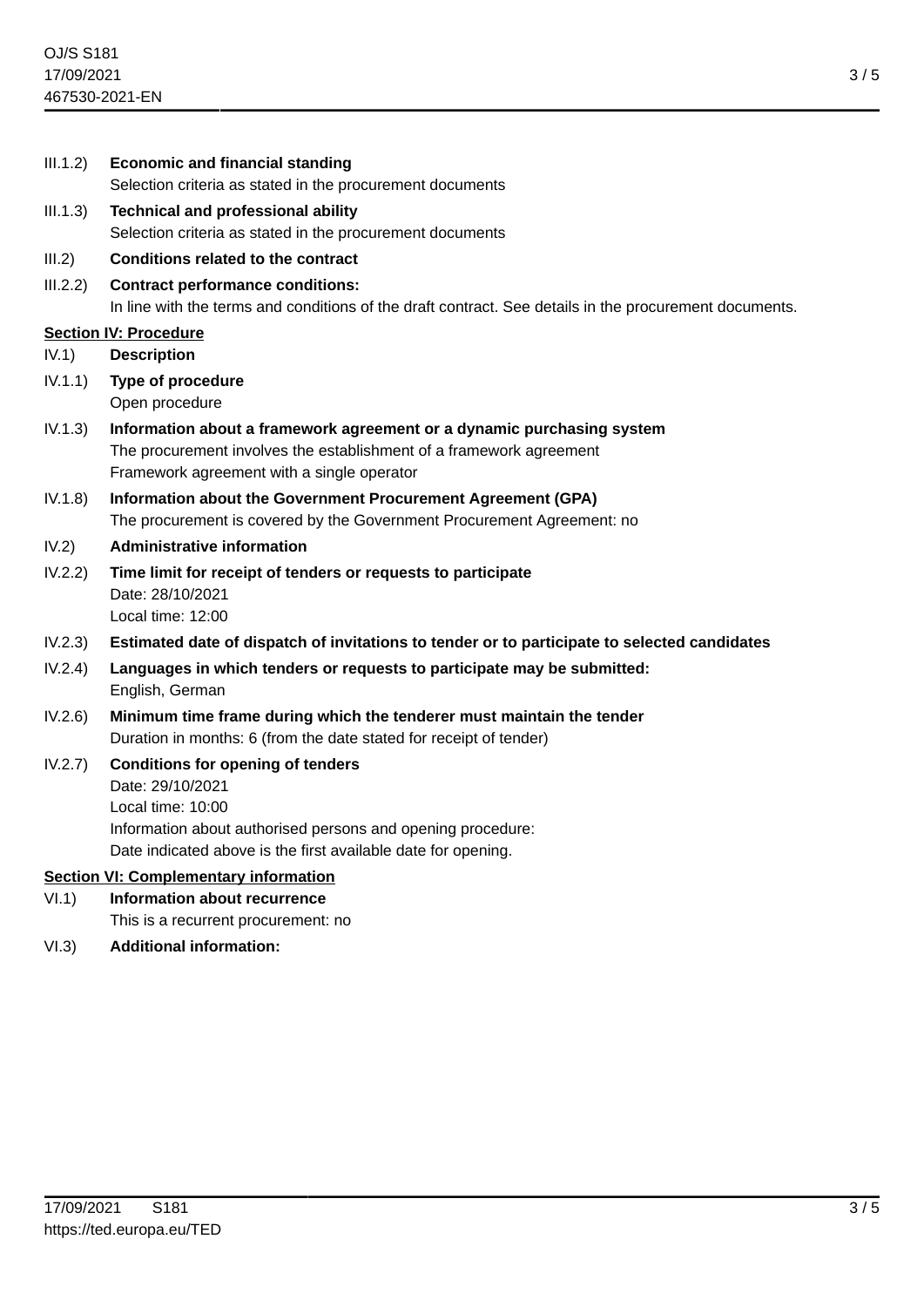III.1.2) **Economic and financial standing**
Selection criteria as stated in the procurement documents

III.1.3) **Technical and professional ability**
Selection criteria as stated in the procurement documents

III.2) **Conditions related to the contract**

III.2.2) **Contract performance conditions:**
In line with the terms and conditions of the draft contract. See details in the procurement documents.

## Section IV: Procedure

IV.1) **Description**

IV.1.1) **Type of procedure**
Open procedure

IV.1.3) **Information about a framework agreement or a dynamic purchasing system**
The procurement involves the establishment of a framework agreement
Framework agreement with a single operator

IV.1.8) **Information about the Government Procurement Agreement (GPA)**
The procurement is covered by the Government Procurement Agreement: no

IV.2) **Administrative information**

IV.2.2) **Time limit for receipt of tenders or requests to participate**
Date: 28/10/2021
Local time: 12:00

IV.2.3) **Estimated date of dispatch of invitations to tender or to participate to selected candidates**

IV.2.4) **Languages in which tenders or requests to participate may be submitted:**
English, German

IV.2.6) **Minimum time frame during which the tenderer must maintain the tender**
Duration in months: 6 (from the date stated for receipt of tender)

IV.2.7) **Conditions for opening of tenders**
Date: 29/10/2021
Local time: 10:00
Information about authorised persons and opening procedure:
Date indicated above is the first available date for opening.

## Section VI: Complementary information

VI.1) **Information about recurrence**
This is a recurrent procurement: no

VI.3) **Additional information:**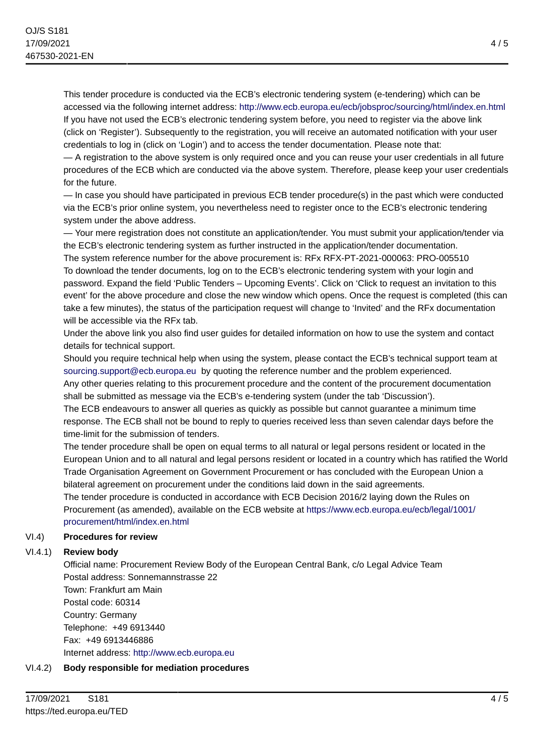This tender procedure is conducted via the ECB's electronic tendering system (e-tendering) which can be accessed via the following internet address: http://www.ecb.europa.eu/ecb/jobsproc/sourcing/html/index.en.html

If you have not used the ECB's electronic tendering system before, you need to register via the above link (click on 'Register'). Subsequently to the registration, you will receive an automated notification with your user credentials to log in (click on 'Login') and to access the tender documentation. Please note that:

— A registration to the above system is only required once and you can reuse your user credentials in all future procedures of the ECB which are conducted via the above system. Therefore, please keep your user credentials for the future.

— In case you should have participated in previous ECB tender procedure(s) in the past which were conducted via the ECB's prior online system, you nevertheless need to register once to the ECB's electronic tendering system under the above address.

— Your mere registration does not constitute an application/tender. You must submit your application/tender via the ECB's electronic tendering system as further instructed in the application/tender documentation.

The system reference number for the above procurement is: RFx RFX-PT-2021-000063: PRO-005510

To download the tender documents, log on to the ECB's electronic tendering system with your login and password. Expand the field 'Public Tenders – Upcoming Events'. Click on 'Click to request an invitation to this event' for the above procedure and close the new window which opens. Once the request is completed (this can take a few minutes), the status of the participation request will change to 'Invited' and the RFx documentation will be accessible via the RFx tab.

Under the above link you also find user guides for detailed information on how to use the system and contact details for technical support.

Should you require technical help when using the system, please contact the ECB's technical support team at sourcing.support@ecb.europa.eu by quoting the reference number and the problem experienced.

Any other queries relating to this procurement procedure and the content of the procurement documentation shall be submitted as message via the ECB's e-tendering system (under the tab 'Discussion').

The ECB endeavours to answer all queries as quickly as possible but cannot guarantee a minimum time response. The ECB shall not be bound to reply to queries received less than seven calendar days before the time-limit for the submission of tenders.

The tender procedure shall be open on equal terms to all natural or legal persons resident or located in the European Union and to all natural and legal persons resident or located in a country which has ratified the World Trade Organisation Agreement on Government Procurement or has concluded with the European Union a bilateral agreement on procurement under the conditions laid down in the said agreements.

The tender procedure is conducted in accordance with ECB Decision 2016/2 laying down the Rules on Procurement (as amended), available on the ECB website at https://www.ecb.europa.eu/ecb/legal/1001/procurement/html/index.en.html

VI.4) **Procedures for review**

VI.4.1) **Review body**

Official name: Procurement Review Body of the European Central Bank, c/o Legal Advice Team
Postal address: Sonnemannstrasse 22
Town: Frankfurt am Main
Postal code: 60314
Country: Germany
Telephone: +49 6913440
Fax: +49 6913446886
Internet address: http://www.ecb.europa.eu

VI.4.2) **Body responsible for mediation procedures**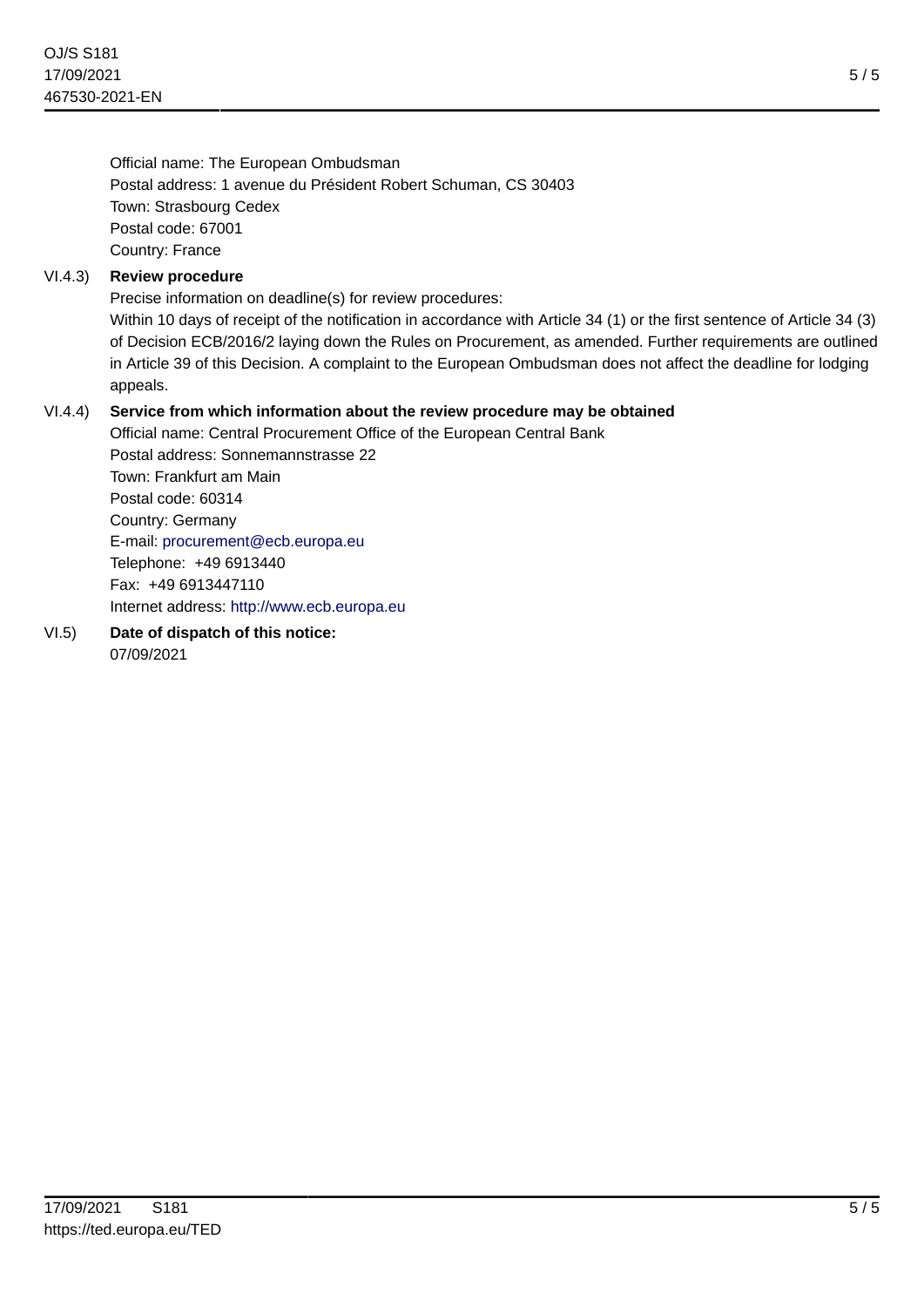Official name: The European Ombudsman
Postal address: 1 avenue du Président Robert Schuman, CS 30403
Town: Strasbourg Cedex
Postal code: 67001
Country: France

VI.4.3) **Review procedure**

Precise information on deadline(s) for review procedures:

Within 10 days of receipt of the notification in accordance with Article 34 (1) or the first sentence of Article 34 (3) of Decision ECB/2016/2 laying down the Rules on Procurement, as amended. Further requirements are outlined in Article 39 of this Decision. A complaint to the European Ombudsman does not affect the deadline for lodging appeals.

VI.4.4) **Service from which information about the review procedure may be obtained**

Official name: Central Procurement Office of the European Central Bank
Postal address: Sonnemannstrasse 22
Town: Frankfurt am Main
Postal code: 60314
Country: Germany
E-mail: procurement@ecb.europa.eu
Telephone: +49 6913440
Fax: +49 6913447110
Internet address: http://www.ecb.europa.eu

VI.5) **Date of dispatch of this notice:**

07/09/2021